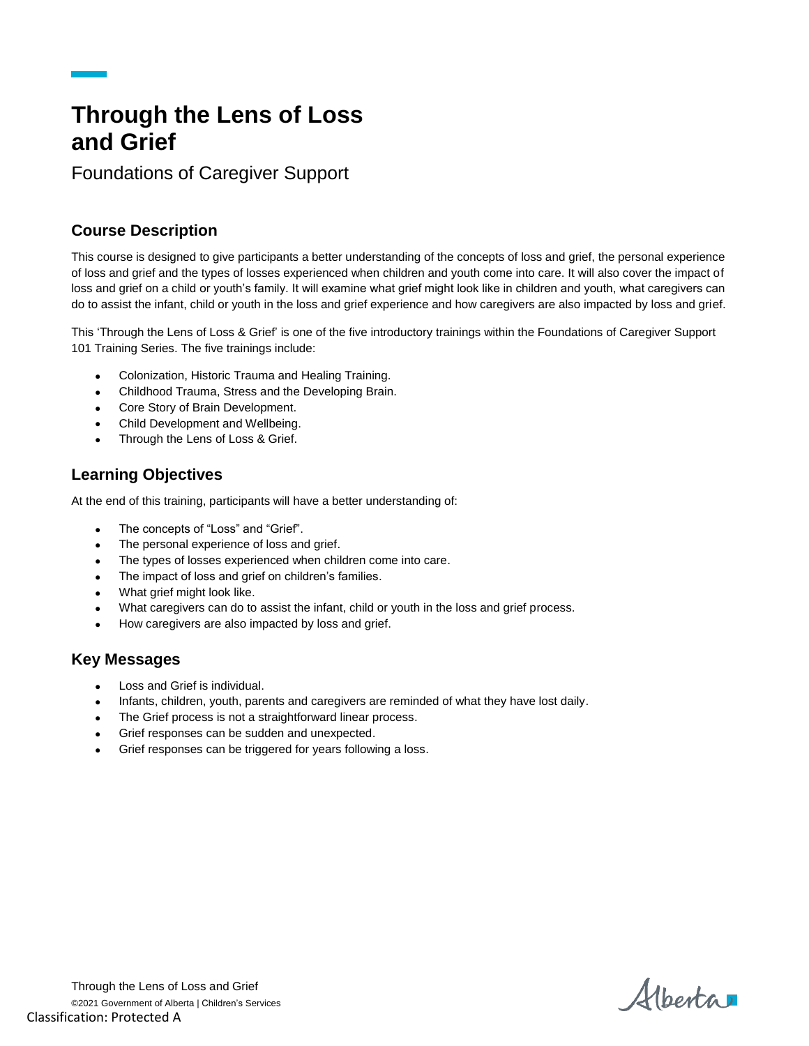# Through the Lens of Loss and Grief

Foundations of Caregiver Support

## Course Description

This course is designed to give participants a better understanding of the concepts of loss and grief, the personal experience of loss and grief and the types of losses experienced when children and youth come into care. It will also cover the impact of loss and grief on a child or youth's family. It will examine what grief might look like in children and youth, what caregivers can do to assist the infant, child or youth in the loss and grief experience and how caregivers are also impacted by loss and grief.

This 'Through the Lens of Loss & Grief' is one of the five introductory trainings within the Foundations of Caregiver Support 101 Training Series. The five trainings include:

- Colonization, Historic Trauma and Healing Training.
- Childhood Trauma, Stress and the Developing Brain.
- Core Story of Brain Development.
- Child Development and Wellbeing.
- Through the Lens of Loss & Grief.

## Learning Objectives

At the end of this training, participants will have a better understanding of:

- The concepts of "Loss" and "Grief".
- The personal experience of loss and grief.
- The types of losses experienced when children come into care.
- The impact of loss and grief on children's families.
- What grief might look like.
- What caregivers can do to assist the infant, child or youth in the loss and grief process.
- How caregivers are also impacted by loss and grief.

## Key Messages

- Loss and Grief is individual.
- Infants, children, youth, parents and caregivers are reminded of what they have lost daily.
- The Grief process is not a straightforward linear process.
- Grief responses can be sudden and unexpected.
- Grief responses can be triggered for years following a loss.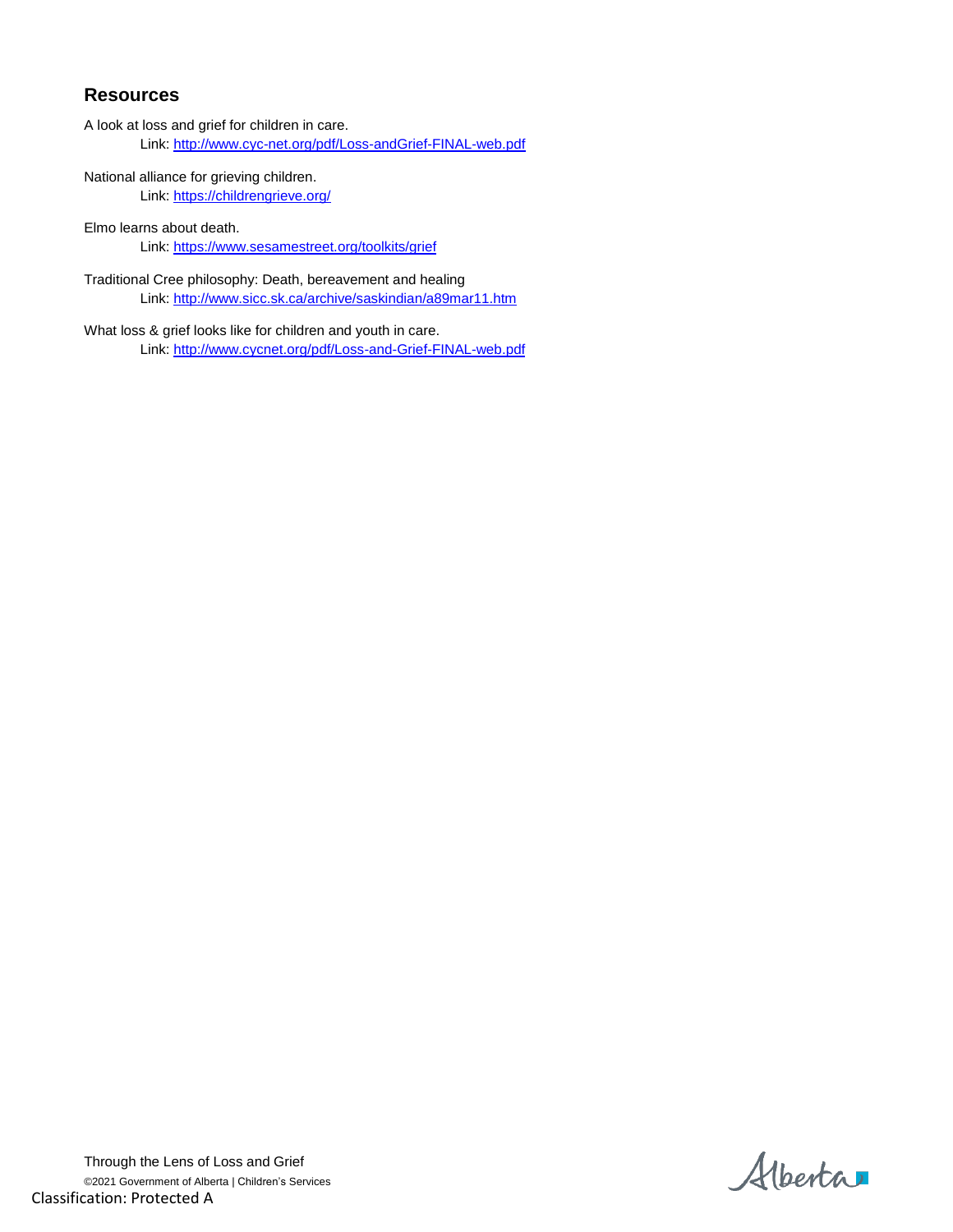## Resources

A look at loss and grief for children in care.
Link: http://www.cyc-net.org/pdf/Loss-andGrief-FINAL-web.pdf

National alliance for grieving children.
Link: https://childrengrieve.org/

Elmo learns about death.
Link: https://www.sesamestreet.org/toolkits/grief

Traditional Cree philosophy: Death, bereavement and healing
Link: http://www.sicc.sk.ca/archive/saskindian/a89mar11.htm

What loss & grief looks like for children and youth in care.
Link: http://www.cycnet.org/pdf/Loss-and-Grief-FINAL-web.pdf